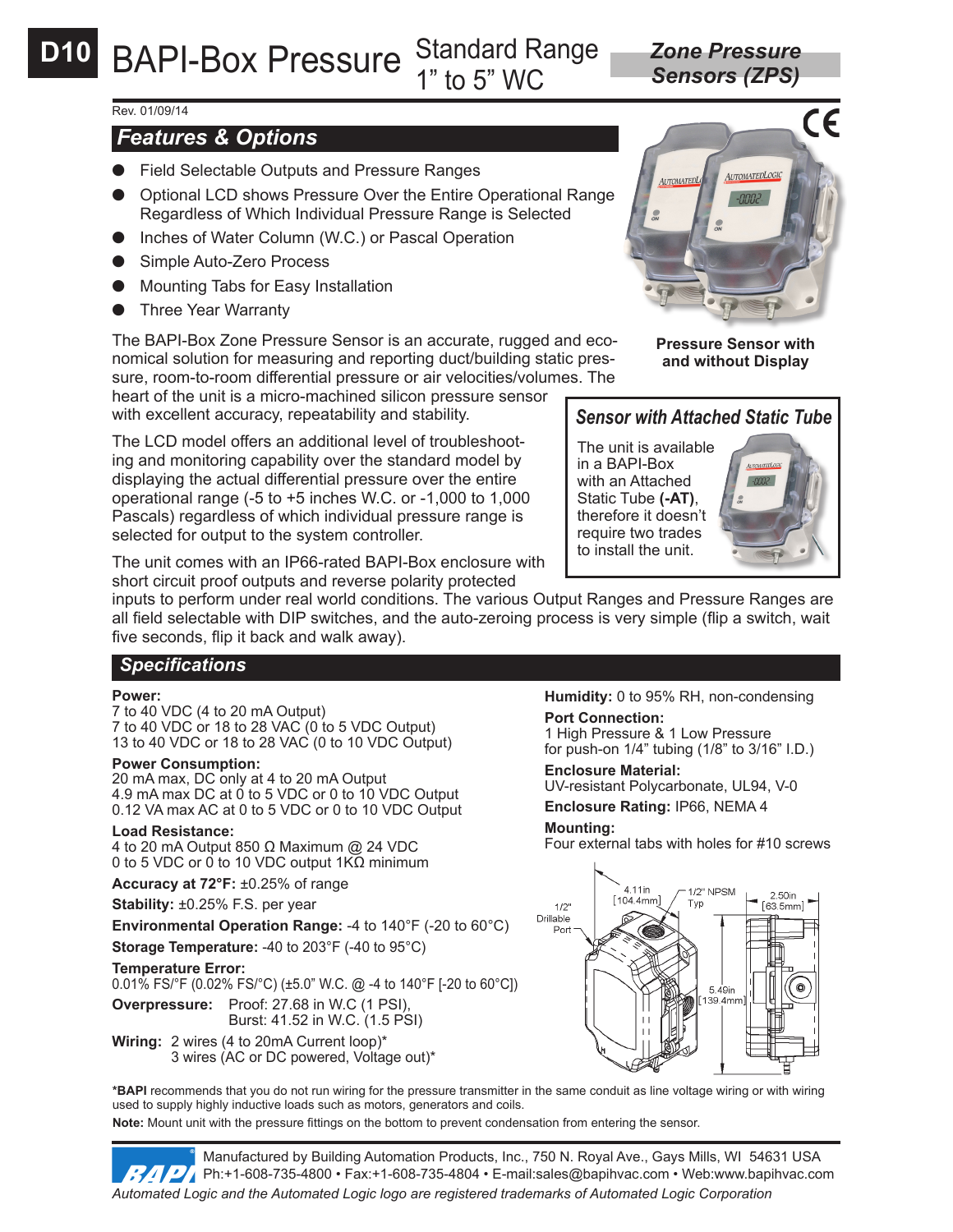# D10 BAPI-Box Pressure Standard Range 1" to 5" WC

*Zone Pressure Sensors (ZPS)*

Rev. 01/09/14

## *Features & Options*

- Field Selectable Outputs and Pressure Ranges
- Optional LCD shows Pressure Over the Entire Operational Range Regardless of Which Individual Pressure Range is Selected
- Inches of Water Column (W.C.) or Pascal Operation
- Simple Auto-Zero Process
- Mounting Tabs for Easy Installation
- Three Year Warranty

The BAPI-Box Zone Pressure Sensor is an accurate, rugged and economical solution for measuring and reporting duct/building static pressure, room-to-room differential pressure or air velocities/volumes. The heart of the unit is a micro-machined silicon pressure sensor with excellent accuracy, repeatability and stability.

The LCD model offers an additional level of troubleshooting and monitoring capability over the standard model by displaying the actual differential pressure over the entire operational range (-5 to +5 inches W.C. or -1,000 to 1,000 Pascals) regardless of which individual pressure range is selected for output to the system controller.

The unit comes with an IP66-rated BAPI-Box enclosure with short circuit proof outputs and reverse polarity protected inputs to perform under real world conditions. The various Output Ranges and Pressure Ranges are all field selectable with DIP switches, and the auto-zeroing process is very simple (flip a switch, wait five seconds, flip it back and walk away).

**Pressure Sensor with and without Display**

### *Sensor with Attached Static Tube*

The unit is available in a BAPI-Box with an Attached Static Tube **(-AT)**, therefore it doesn't require two trades to install the unit.

## *Specifications*

**Power:**
7 to 40 VDC (4 to 20 mA Output)
7 to 40 VDC or 18 to 28 VAC (0 to 5 VDC Output)
13 to 40 VDC or 18 to 28 VAC (0 to 10 VDC Output)

**Power Consumption:**
20 mA max, DC only at 4 to 20 mA Output
4.9 mA max DC at 0 to 5 VDC or 0 to 10 VDC Output
0.12 VA max AC at 0 to 5 VDC or 0 to 10 VDC Output

**Load Resistance:**
4 to 20 mA Output 850 Ω Maximum @ 24 VDC
0 to 5 VDC or 0 to 10 VDC output 1KΩ minimum

**Accuracy at 72°F:** ±0.25% of range

**Stability:** ±0.25% F.S. per year

**Environmental Operation Range:** -4 to 140°F (-20 to 60°C)

**Storage Temperature:** -40 to 203°F (-40 to 95°C)

**Temperature Error:**
0.01% FS/°F (0.02% FS/°C) (±5.0" W.C. @ -4 to 140°F [-20 to 60°C])

**Overpressure:** Proof: 27.68 in W.C (1 PSI), Burst: 41.52 in W.C. (1.5 PSI)

**Wiring:** 2 wires (4 to 20mA Current loop)*
3 wires (AC or DC powered, Voltage out)*

**Humidity:** 0 to 95% RH, non-condensing

**Port Connection:**
1 High Pressure & 1 Low Pressure
for push-on 1/4" tubing (1/8" to 3/16" I.D.)

**Enclosure Material:**
UV-resistant Polycarbonate, UL94, V-0

**Enclosure Rating:** IP66, NEMA 4

**Mounting:**
Four external tabs with holes for #10 screws

1/2" Drillable Port; 4.11in [104.4mm]; 1/2" NPSM Typ; 2.50in [63.5mm]; 5.49in [139.4mm]

***BAPI** recommends that you do not run wiring for the pressure transmitter in the same conduit as line voltage wiring or with wiring used to supply highly inductive loads such as motors, generators and coils.

**Note:** Mount unit with the pressure fittings on the bottom to prevent condensation from entering the sensor.

Manufactured by Building Automation Products, Inc., 750 N. Royal Ave., Gays Mills, WI 54631 USA
Ph:+1-608-735-4800 • Fax:+1-608-735-4804 • E-mail:sales@bapihvac.com • Web:www.bapihvac.com

*Automated Logic and the Automated Logic logo are registered trademarks of Automated Logic Corporation*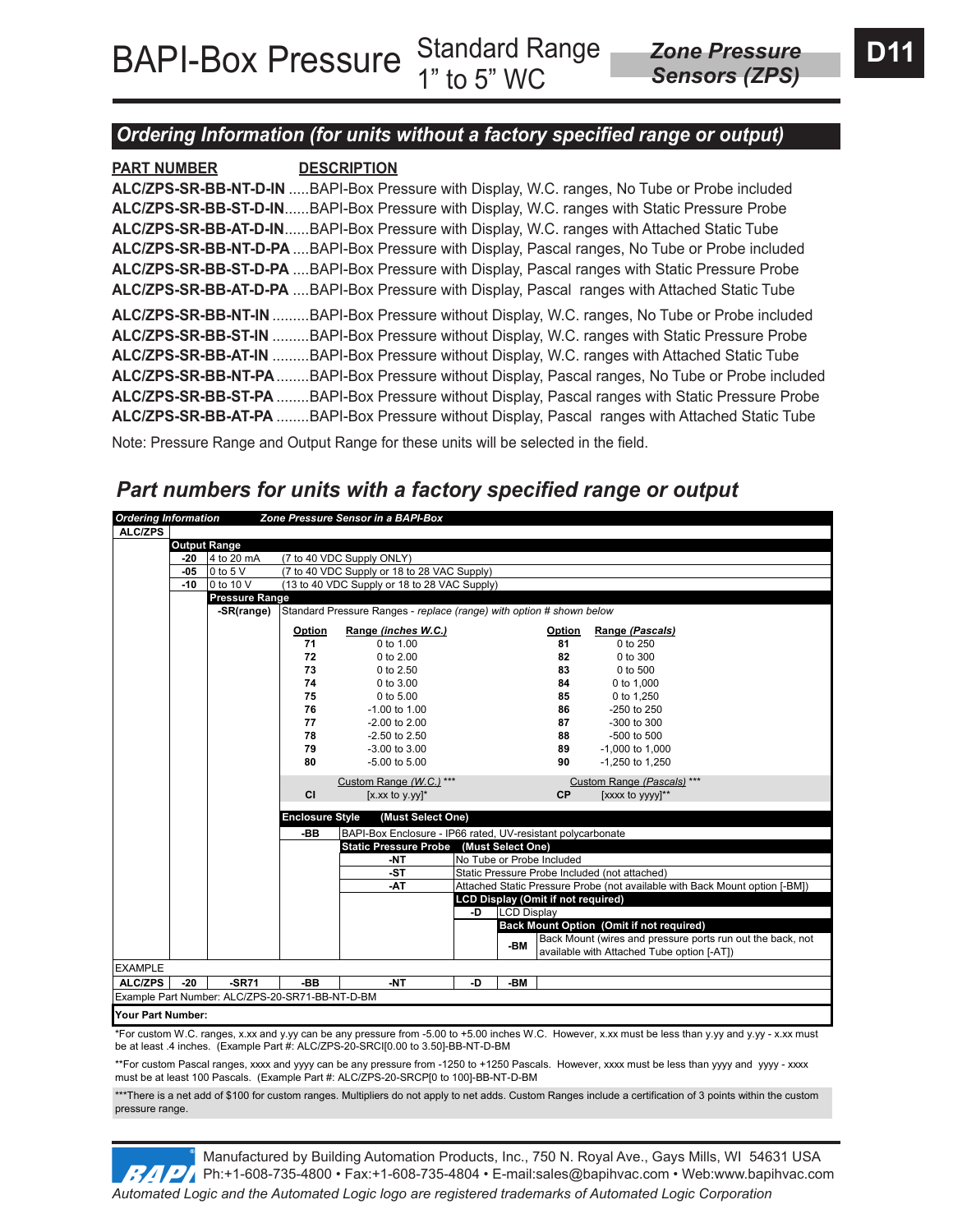# BAPI-Box Pressure Standard Range 1" to 5" WC

## Zone Pressure Sensors (ZPS)

D11

## Ordering Information (for units without a factory specified range or output)

| PART NUMBER | DESCRIPTION |
|---|---|
| **ALC/ZPS-SR-BB-NT-D-IN** | BAPI-Box Pressure with Display, W.C. ranges, No Tube or Probe included |
| **ALC/ZPS-SR-BB-ST-D-IN** | BAPI-Box Pressure with Display, W.C. ranges with Static Pressure Probe |
| **ALC/ZPS-SR-BB-AT-D-IN** | BAPI-Box Pressure with Display, W.C. ranges with Attached Static Tube |
| **ALC/ZPS-SR-BB-NT-D-PA** | BAPI-Box Pressure with Display, Pascal ranges, No Tube or Probe included |
| **ALC/ZPS-SR-BB-ST-D-PA** | BAPI-Box Pressure with Display, Pascal ranges with Static Pressure Probe |
| **ALC/ZPS-SR-BB-AT-D-PA** | BAPI-Box Pressure with Display, Pascal ranges with Attached Static Tube |
| **ALC/ZPS-SR-BB-NT-IN** | BAPI-Box Pressure without Display, W.C. ranges, No Tube or Probe included |
| **ALC/ZPS-SR-BB-ST-IN** | BAPI-Box Pressure without Display, W.C. ranges with Static Pressure Probe |
| **ALC/ZPS-SR-BB-AT-IN** | BAPI-Box Pressure without Display, W.C. ranges with Attached Static Tube |
| **ALC/ZPS-SR-BB-NT-PA** | BAPI-Box Pressure without Display, Pascal ranges, No Tube or Probe included |
| **ALC/ZPS-SR-BB-ST-PA** | BAPI-Box Pressure without Display, Pascal ranges with Static Pressure Probe |
| **ALC/ZPS-SR-BB-AT-PA** | BAPI-Box Pressure without Display, Pascal ranges with Attached Static Tube |

Note: Pressure Range and Output Range for these units will be selected in the field.

## Part numbers for units with a factory specified range or output

**Ordering Information** — *Zone Pressure Sensor in a BAPI-Box*

**ALC/ZPS**

**Output Range**

| Code | Output | Supply |
|---|---|---|
| **-20** | 4 to 20 mA | (7 to 40 VDC Supply ONLY) |
| **-05** | 0 to 5 V | (7 to 40 VDC Supply or 18 to 28 VAC Supply) |
| **-10** | 0 to 10 V | (13 to 40 VDC Supply or 18 to 28 VAC Supply) |

**Pressure Range**

**-SR(range)** Standard Pressure Ranges - *replace (range) with option # shown below*

| Option | Range *(inches W.C.)* | Option | Range *(Pascals)* |
|---|---|---|---|
| **71** | 0 to 1.00 | **81** | 0 to 250 |
| **72** | 0 to 2.00 | **82** | 0 to 300 |
| **73** | 0 to 2.50 | **83** | 0 to 500 |
| **74** | 0 to 3.00 | **84** | 0 to 1,000 |
| **75** | 0 to 5.00 | **85** | 0 to 1,250 |
| **76** | -1.00 to 1.00 | **86** | -250 to 250 |
| **77** | -2.00 to 2.00 | **87** | -300 to 300 |
| **78** | -2.50 to 2.50 | **88** | -500 to 500 |
| **79** | -3.00 to 3.00 | **89** | -1,000 to 1,000 |
| **80** | -5.00 to 5.00 | **90** | -1,250 to 1,250 |
| | Custom Range *(W.C.)* *** | | Custom Range *(Pascals)* *** |
| **CI** | [x.xx to y.yy]* | **CP** | [xxxx to yyyy]** |

**Enclosure Style (Must Select One)**

| Code | Description |
|---|---|
| **-BB** | BAPI-Box Enclosure - IP66 rated, UV-resistant polycarbonate |

**Static Pressure Probe (Must Select One)**

| Code | Description |
|---|---|
| **-NT** | No Tube or Probe Included |
| **-ST** | Static Pressure Probe Included (not attached) |
| **-AT** | Attached Static Pressure Probe (not available with Back Mount option [-BM]) |

**LCD Display (Omit if not required)**

| Code | Description |
|---|---|
| **-D** | LCD Display |

**Back Mount Option (Omit if not required)**

| Code | Description |
|---|---|
| **-BM** | Back Mount (wires and pressure ports run out the back, not available with Attached Tube option [-AT]) |

EXAMPLE

| ALC/ZPS | -20 | -SR71 | -BB | -NT | -D | -BM |
|---|---|---|---|---|---|---|

Example Part Number: ALC/ZPS-20-SR71-BB-NT-D-BM

**Your Part Number:**

*For custom W.C. ranges, x.xx and y.yy can be any pressure from -5.00 to +5.00 inches W.C. However, x.xx must be less than y.yy and y.yy - x.xx must be at least .4 inches. (Example Part #: ALC/ZPS-20-SRCI[0.00 to 3.50]-BB-NT-D-BM

**For custom Pascal ranges, xxxx and yyyy can be any pressure from -1250 to +1250 Pascals. However, xxxx must be less than yyyy and yyyy - xxxx must be at least 100 Pascals. (Example Part #: ALC/ZPS-20-SRCP[0 to 100]-BB-NT-D-BM

***There is a net add of $100 for custom ranges. Multipliers do not apply to net adds. Custom Ranges include a certification of 3 points within the custom pressure range.

Manufactured by Building Automation Products, Inc., 750 N. Royal Ave., Gays Mills, WI 54631 USA
Ph:+1-608-735-4800 • Fax:+1-608-735-4804 • E-mail:sales@bapihvac.com • Web:www.bapihvac.com

*Automated Logic and the Automated Logic logo are registered trademarks of Automated Logic Corporation*